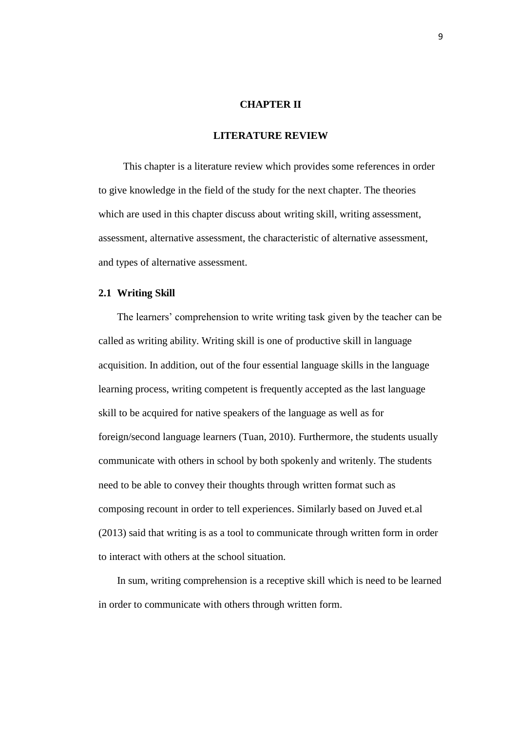# CHAPTER II

# LITERATURE REVIEW

This chapter is a literature review which provides some references in order to give knowledge in the field of the study for the next chapter. The theories which are used in this chapter discuss about writing skill, writing assessment, assessment, alternative assessment, the characteristic of alternative assessment, and types of alternative assessment.

## 2.1 Writing Skill

The learners' comprehension to write writing task given by the teacher can be called as writing ability. Writing skill is one of productive skill in language acquisition. In addition, out of the four essential language skills in the language learning process, writing competent is frequently accepted as the last language skill to be acquired for native speakers of the language as well as for foreign/second language learners (Tuan, 2010). Furthermore, the students usually communicate with others in school by both spokenly and writenly. The students need to be able to convey their thoughts through written format such as composing recount in order to tell experiences. Similarly based on Juved et.al (2013) said that writing is as a tool to communicate through written form in order to interact with others at the school situation.

In sum, writing comprehension is a receptive skill which is need to be learned in order to communicate with others through written form.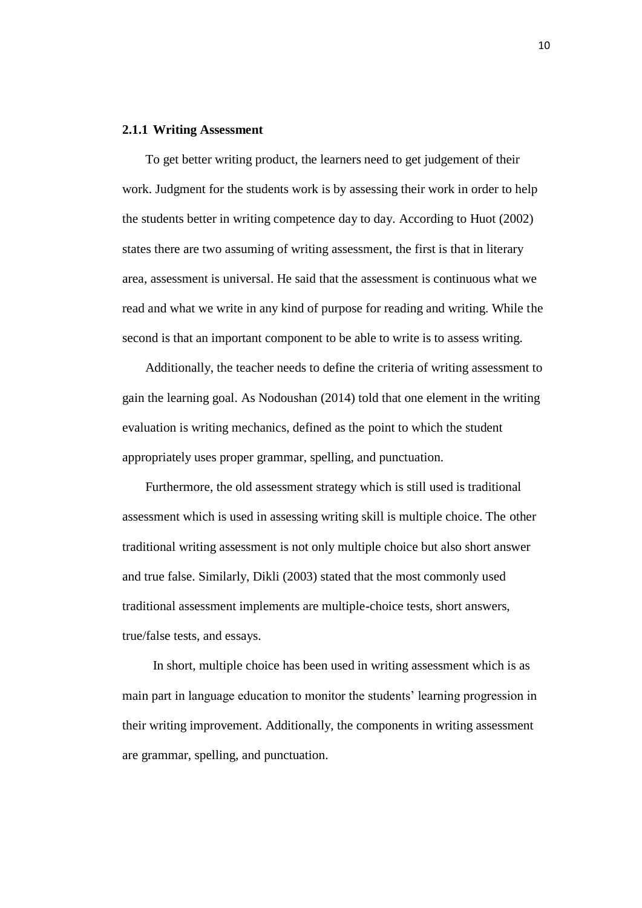### 2.1.1 Writing Assessment

To get better writing product, the learners need to get judgement of their work. Judgment for the students work is by assessing their work in order to help the students better in writing competence day to day. According to Huot (2002) states there are two assuming of writing assessment, the first is that in literary area, assessment is universal. He said that the assessment is continuous what we read and what we write in any kind of purpose for reading and writing. While the second is that an important component to be able to write is to assess writing.

Additionally, the teacher needs to define the criteria of writing assessment to gain the learning goal. As Nodoushan (2014) told that one element in the writing evaluation is writing mechanics, defined as the point to which the student appropriately uses proper grammar, spelling, and punctuation.

Furthermore, the old assessment strategy which is still used is traditional assessment which is used in assessing writing skill is multiple choice. The other traditional writing assessment is not only multiple choice but also short answer and true false. Similarly, Dikli (2003) stated that the most commonly used traditional assessment implements are multiple-choice tests, short answers, true/false tests, and essays.

In short, multiple choice has been used in writing assessment which is as main part in language education to monitor the students' learning progression in their writing improvement. Additionally, the components in writing assessment are grammar, spelling, and punctuation.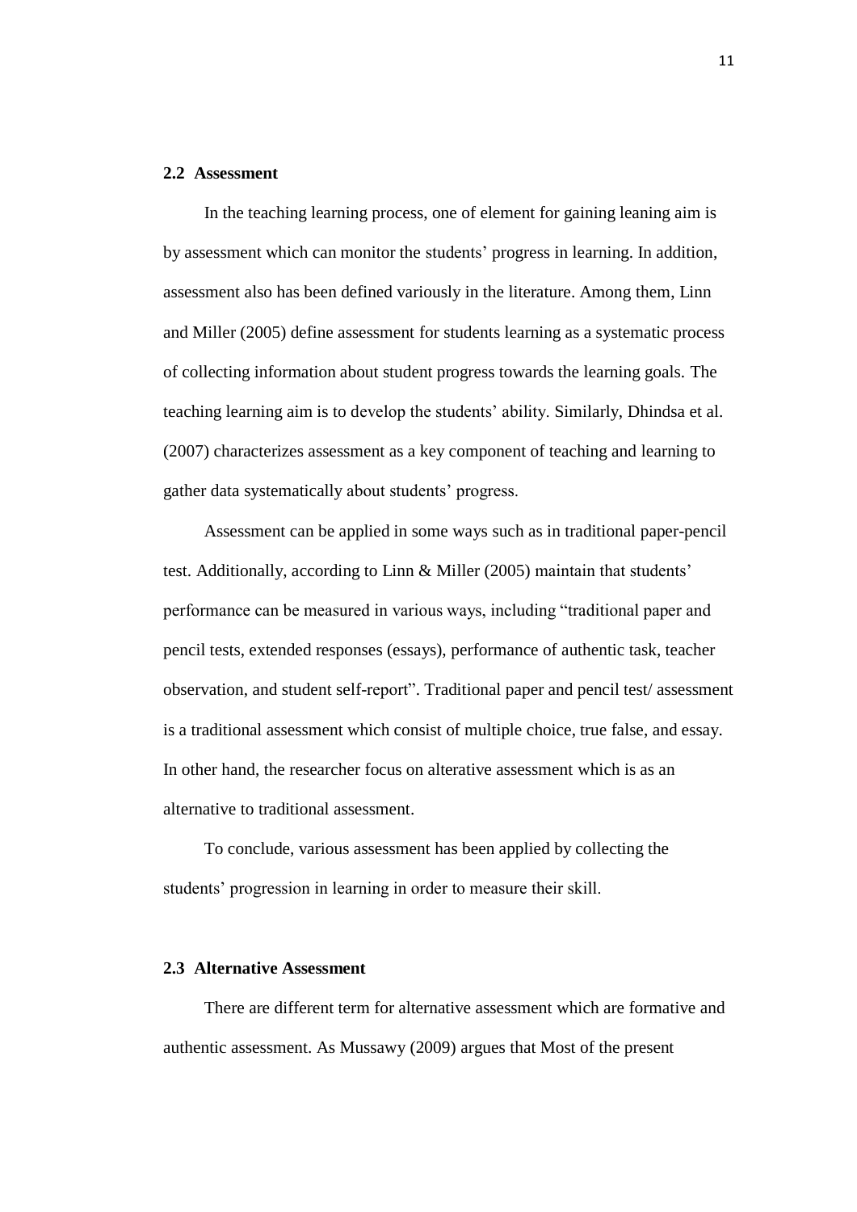### 2.2 Assessment

In the teaching learning process, one of element for gaining leaning aim is by assessment which can monitor the students' progress in learning. In addition, assessment also has been defined variously in the literature. Among them, Linn and Miller (2005) define assessment for students learning as a systematic process of collecting information about student progress towards the learning goals. The teaching learning aim is to develop the students' ability. Similarly, Dhindsa et al. (2007) characterizes assessment as a key component of teaching and learning to gather data systematically about students' progress.

Assessment can be applied in some ways such as in traditional paper-pencil test. Additionally, according to Linn & Miller (2005) maintain that students' performance can be measured in various ways, including "traditional paper and pencil tests, extended responses (essays), performance of authentic task, teacher observation, and student self-report". Traditional paper and pencil test/ assessment is a traditional assessment which consist of multiple choice, true false, and essay. In other hand, the researcher focus on alterative assessment which is as an alternative to traditional assessment.

To conclude, various assessment has been applied by collecting the students' progression in learning in order to measure their skill.

### 2.3 Alternative Assessment

There are different term for alternative assessment which are formative and authentic assessment. As Mussawy (2009) argues that Most of the present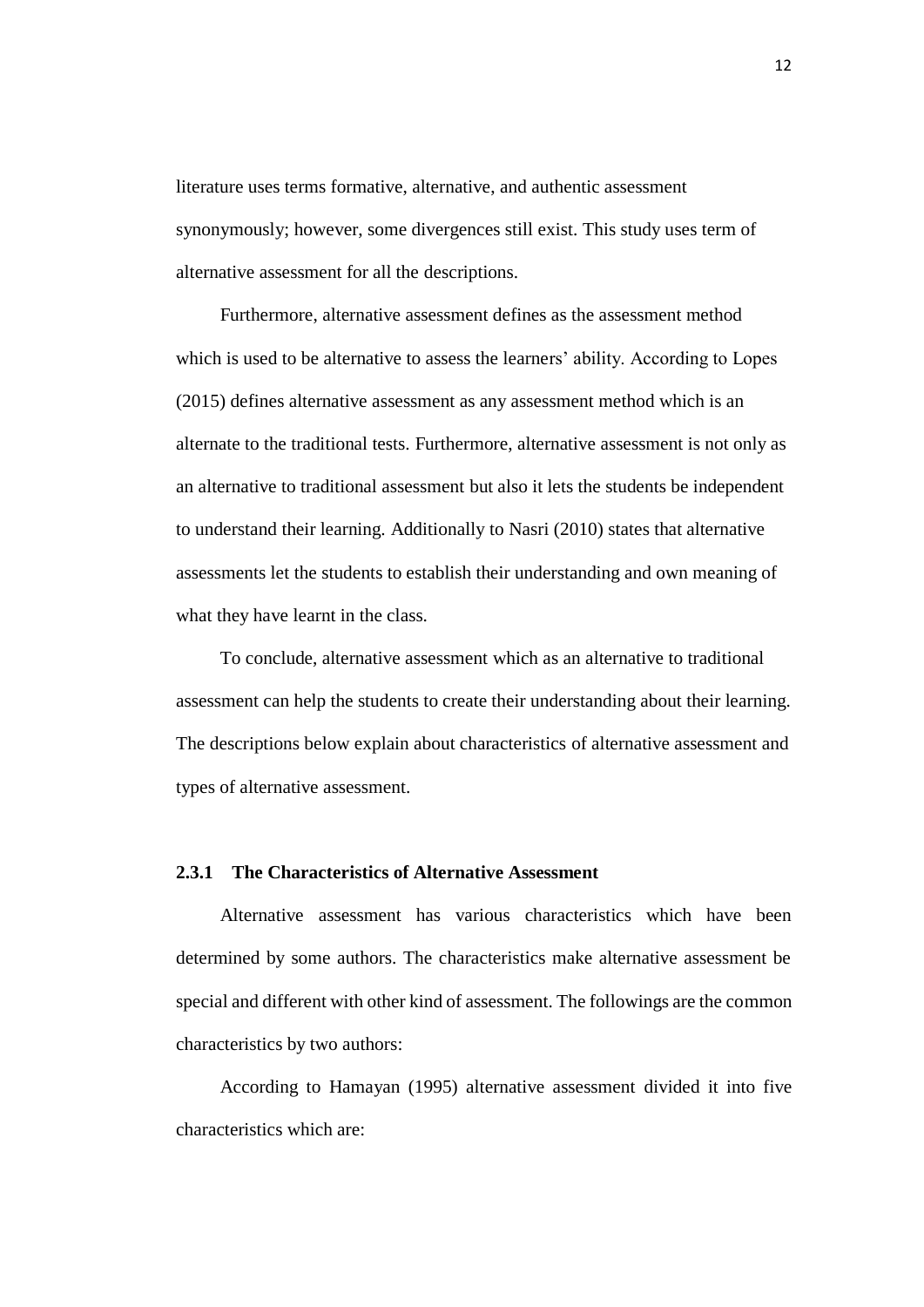literature uses terms formative, alternative, and authentic assessment synonymously; however, some divergences still exist. This study uses term of alternative assessment for all the descriptions.

Furthermore, alternative assessment defines as the assessment method which is used to be alternative to assess the learners' ability. According to Lopes (2015) defines alternative assessment as any assessment method which is an alternate to the traditional tests. Furthermore, alternative assessment is not only as an alternative to traditional assessment but also it lets the students be independent to understand their learning. Additionally to Nasri (2010) states that alternative assessments let the students to establish their understanding and own meaning of what they have learnt in the class.

To conclude, alternative assessment which as an alternative to traditional assessment can help the students to create their understanding about their learning. The descriptions below explain about characteristics of alternative assessment and types of alternative assessment.

### 2.3.1 The Characteristics of Alternative Assessment

Alternative assessment has various characteristics which have been determined by some authors. The characteristics make alternative assessment be special and different with other kind of assessment. The followings are the common characteristics by two authors:

According to Hamayan (1995) alternative assessment divided it into five characteristics which are: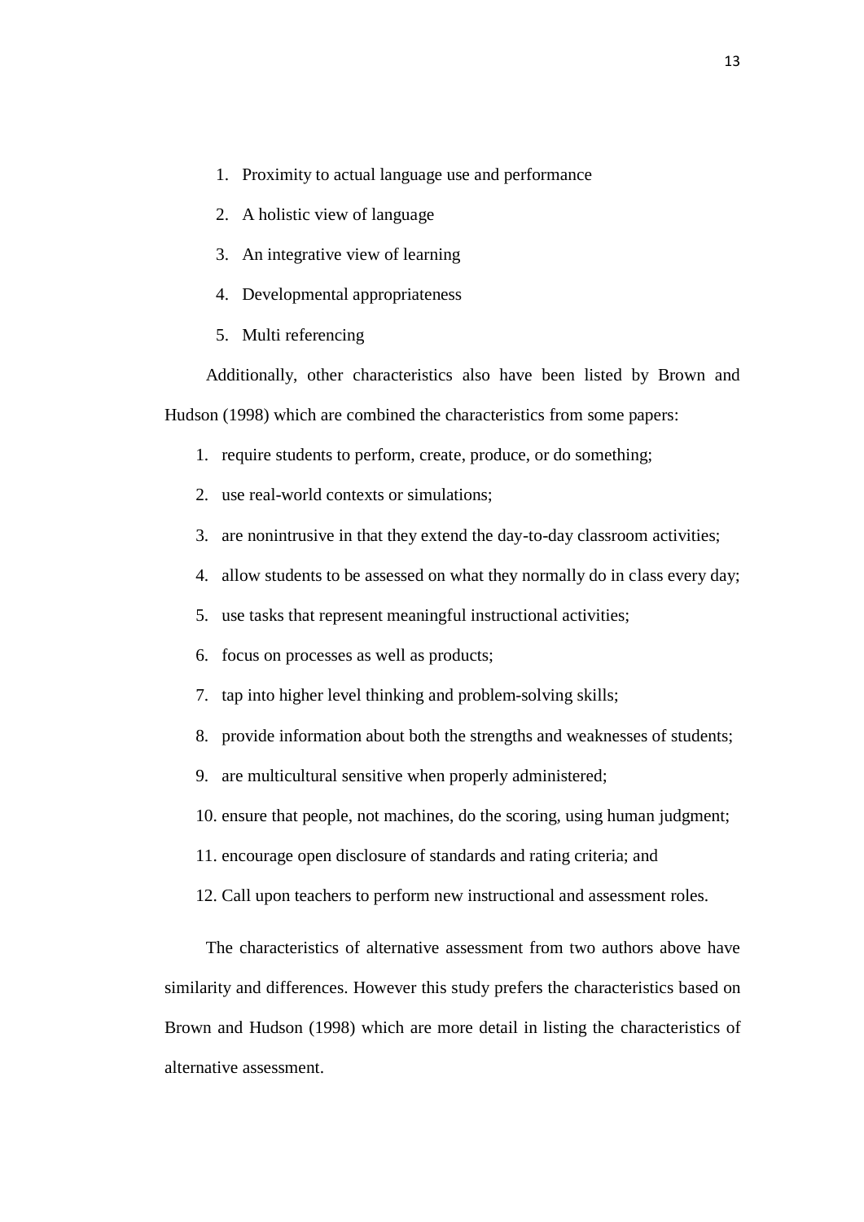1. Proximity to actual language use and performance
2. A holistic view of language
3. An integrative view of learning
4. Developmental appropriateness
5. Multi referencing

Additionally, other characteristics also have been listed by Brown and Hudson (1998) which are combined the characteristics from some papers:

1. require students to perform, create, produce, or do something;
2. use real-world contexts or simulations;
3. are nonintrusive in that they extend the day-to-day classroom activities;
4. allow students to be assessed on what they normally do in class every day;
5. use tasks that represent meaningful instructional activities;
6. focus on processes as well as products;
7. tap into higher level thinking and problem-solving skills;
8. provide information about both the strengths and weaknesses of students;
9. are multicultural sensitive when properly administered;
10. ensure that people, not machines, do the scoring, using human judgment;
11. encourage open disclosure of standards and rating criteria; and
12. Call upon teachers to perform new instructional and assessment roles.

The characteristics of alternative assessment from two authors above have similarity and differences. However this study prefers the characteristics based on Brown and Hudson (1998) which are more detail in listing the characteristics of alternative assessment.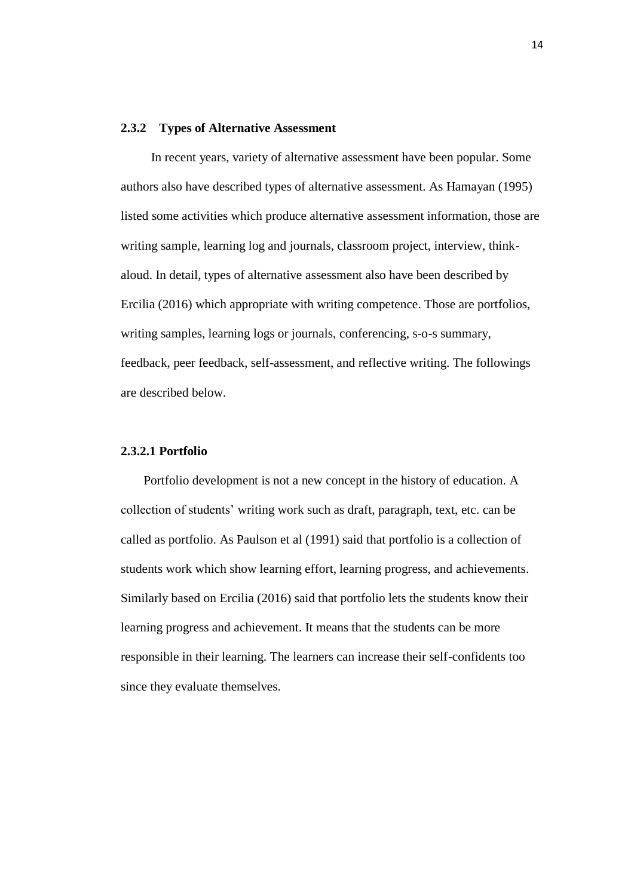### 2.3.2 Types of Alternative Assessment

In recent years, variety of alternative assessment have been popular. Some authors also have described types of alternative assessment. As Hamayan (1995) listed some activities which produce alternative assessment information, those are writing sample, learning log and journals, classroom project, interview, think-aloud. In detail, types of alternative assessment also have been described by Ercilia (2016) which appropriate with writing competence. Those are portfolios, writing samples, learning logs or journals, conferencing, s-o-s summary, feedback, peer feedback, self-assessment, and reflective writing. The followings are described below.

#### 2.3.2.1 Portfolio

Portfolio development is not a new concept in the history of education. A collection of students' writing work such as draft, paragraph, text, etc. can be called as portfolio. As Paulson et al (1991) said that portfolio is a collection of students work which show learning effort, learning progress, and achievements. Similarly based on Ercilia (2016) said that portfolio lets the students know their learning progress and achievement. It means that the students can be more responsible in their learning. The learners can increase their self-confidents too since they evaluate themselves.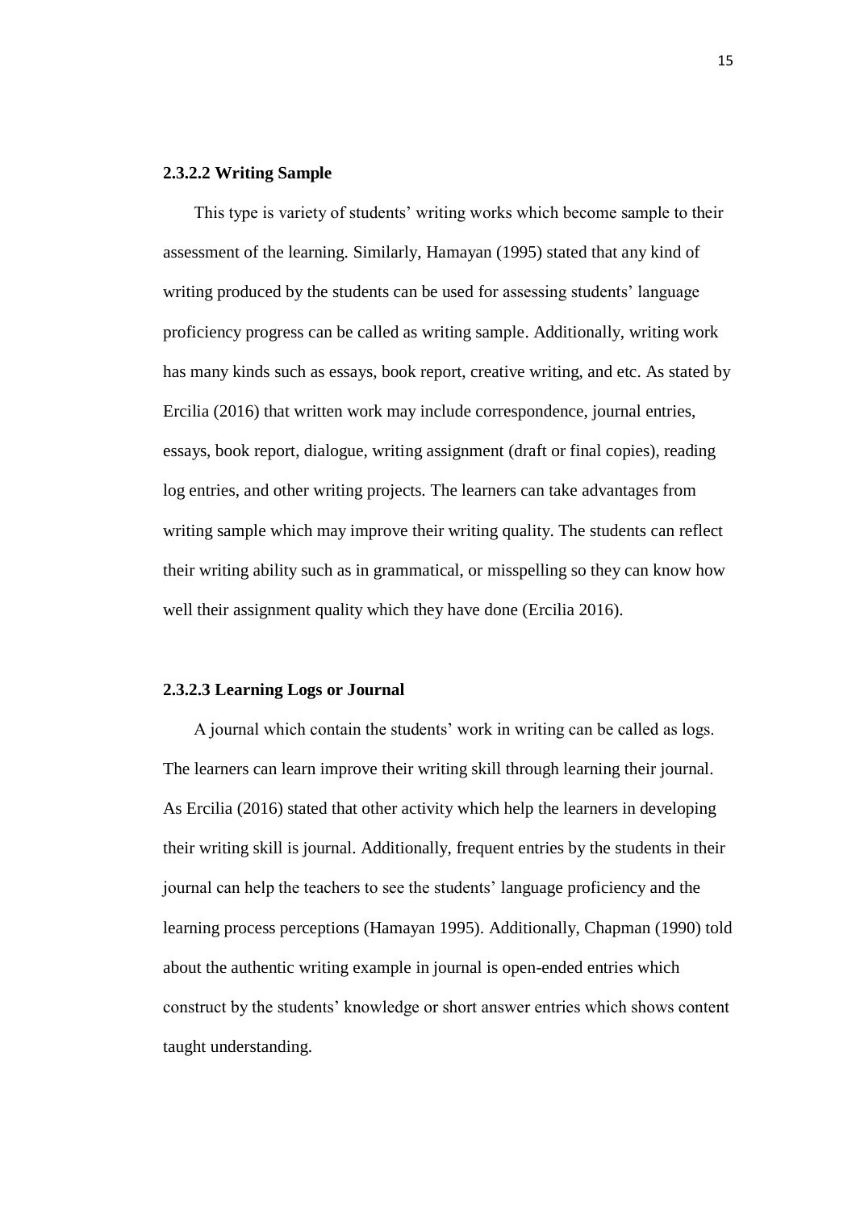#### 2.3.2.2 Writing Sample

This type is variety of students' writing works which become sample to their assessment of the learning. Similarly, Hamayan (1995) stated that any kind of writing produced by the students can be used for assessing students' language proficiency progress can be called as writing sample. Additionally, writing work has many kinds such as essays, book report, creative writing, and etc. As stated by Ercilia (2016) that written work may include correspondence, journal entries, essays, book report, dialogue, writing assignment (draft or final copies), reading log entries, and other writing projects. The learners can take advantages from writing sample which may improve their writing quality. The students can reflect their writing ability such as in grammatical, or misspelling so they can know how well their assignment quality which they have done (Ercilia 2016).

#### 2.3.2.3 Learning Logs or Journal

A journal which contain the students' work in writing can be called as logs. The learners can learn improve their writing skill through learning their journal. As Ercilia (2016) stated that other activity which help the learners in developing their writing skill is journal. Additionally, frequent entries by the students in their journal can help the teachers to see the students' language proficiency and the learning process perceptions (Hamayan 1995). Additionally, Chapman (1990) told about the authentic writing example in journal is open-ended entries which construct by the students' knowledge or short answer entries which shows content taught understanding.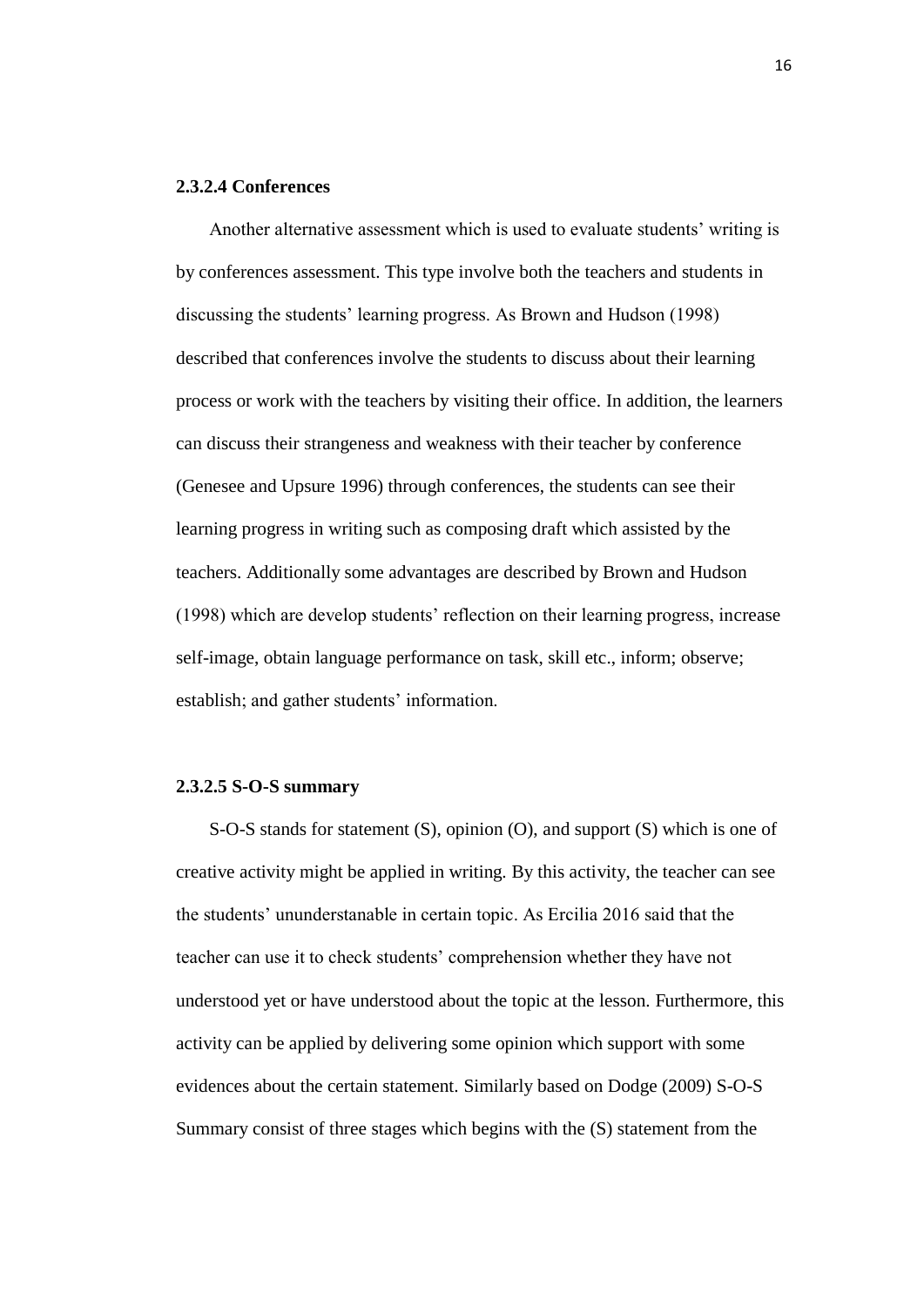#### 2.3.2.4 Conferences

Another alternative assessment which is used to evaluate students' writing is by conferences assessment. This type involve both the teachers and students in discussing the students' learning progress. As Brown and Hudson (1998) described that conferences involve the students to discuss about their learning process or work with the teachers by visiting their office. In addition, the learners can discuss their strangeness and weakness with their teacher by conference (Genesee and Upsure 1996) through conferences, the students can see their learning progress in writing such as composing draft which assisted by the teachers. Additionally some advantages are described by Brown and Hudson (1998) which are develop students' reflection on their learning progress, increase self-image, obtain language performance on task, skill etc., inform; observe; establish; and gather students' information.

#### 2.3.2.5 S-O-S summary

S-O-S stands for statement (S), opinion (O), and support (S) which is one of creative activity might be applied in writing. By this activity, the teacher can see the students' ununderstanable in certain topic. As Ercilia 2016 said that the teacher can use it to check students' comprehension whether they have not understood yet or have understood about the topic at the lesson. Furthermore, this activity can be applied by delivering some opinion which support with some evidences about the certain statement. Similarly based on Dodge (2009) S-O-S Summary consist of three stages which begins with the (S) statement from the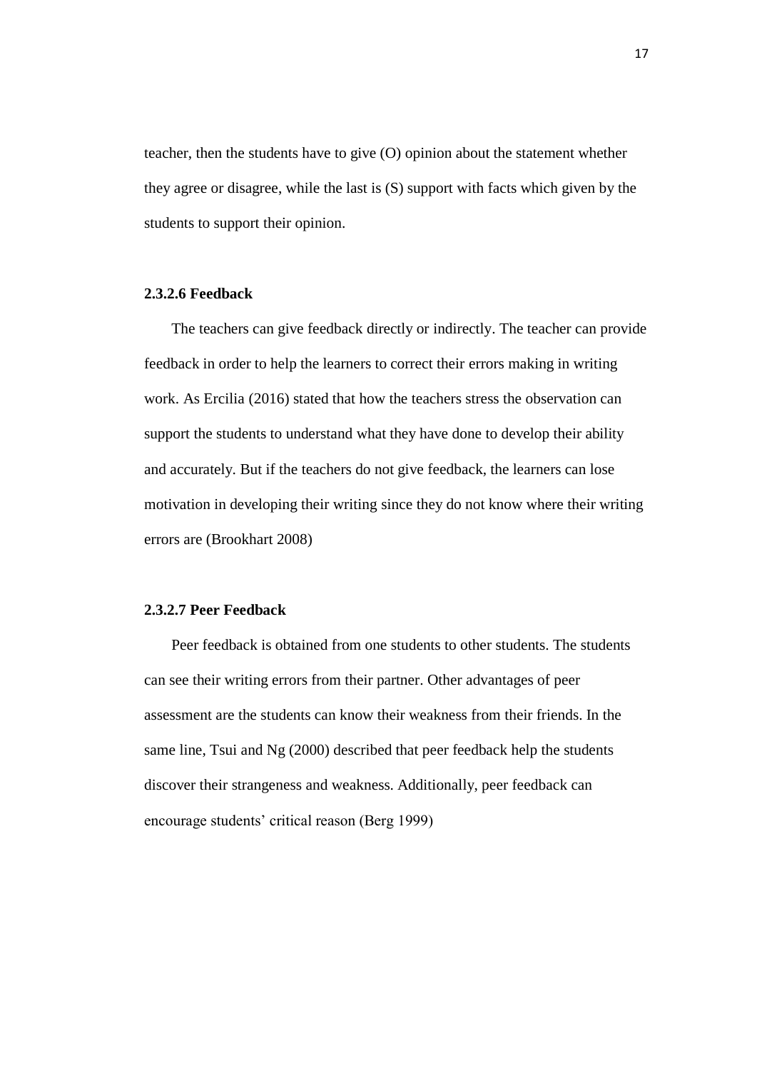teacher, then the students have to give (O) opinion about the statement whether they agree or disagree, while the last is (S) support with facts which given by the students to support their opinion.

#### 2.3.2.6 Feedback

The teachers can give feedback directly or indirectly. The teacher can provide feedback in order to help the learners to correct their errors making in writing work. As Ercilia (2016) stated that how the teachers stress the observation can support the students to understand what they have done to develop their ability and accurately. But if the teachers do not give feedback, the learners can lose motivation in developing their writing since they do not know where their writing errors are (Brookhart 2008)

#### 2.3.2.7 Peer Feedback

Peer feedback is obtained from one students to other students. The students can see their writing errors from their partner. Other advantages of peer assessment are the students can know their weakness from their friends. In the same line, Tsui and Ng (2000) described that peer feedback help the students discover their strangeness and weakness. Additionally, peer feedback can encourage students' critical reason (Berg 1999)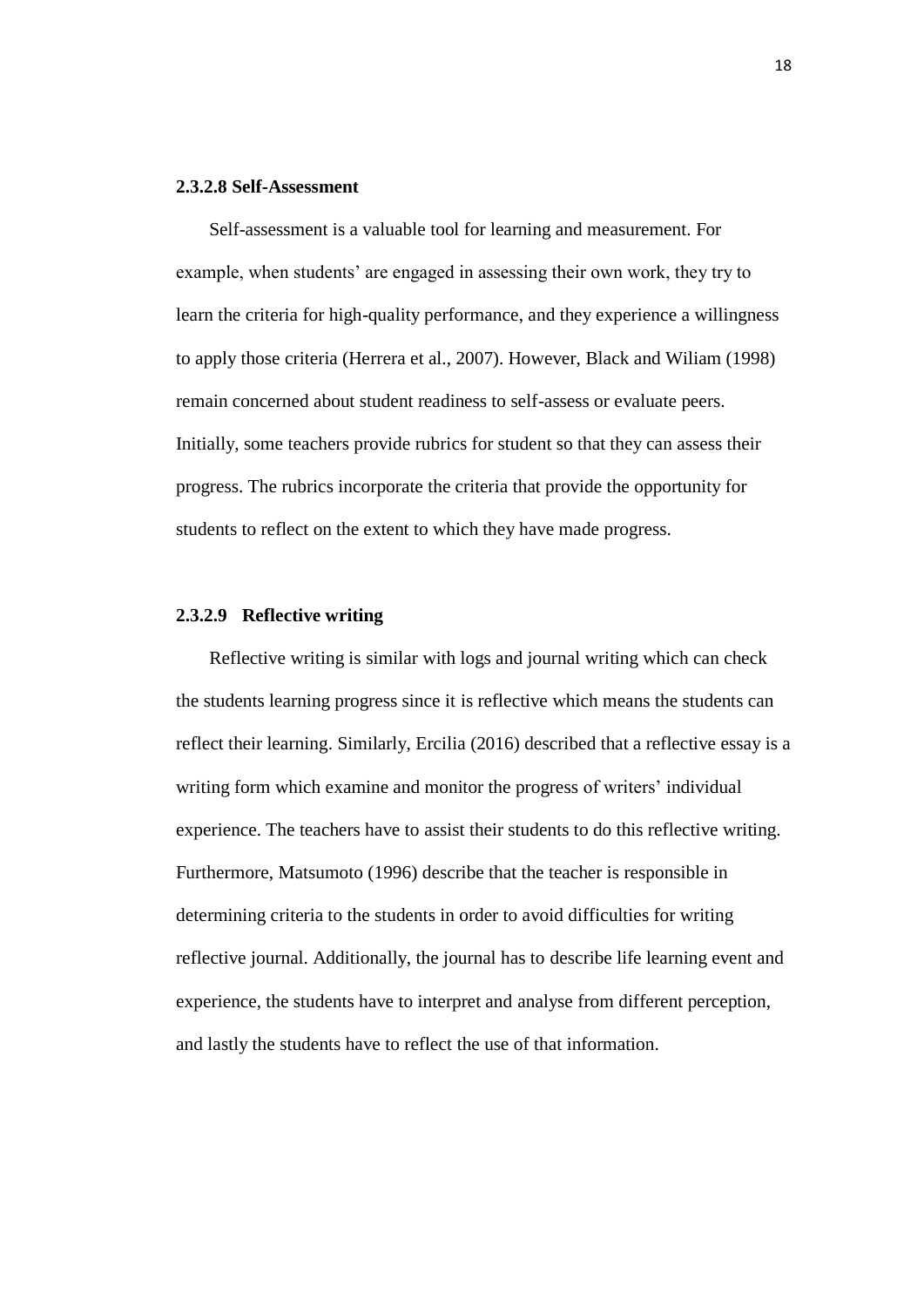#### 2.3.2.8 Self-Assessment

Self-assessment is a valuable tool for learning and measurement. For example, when students' are engaged in assessing their own work, they try to learn the criteria for high-quality performance, and they experience a willingness to apply those criteria (Herrera et al., 2007). However, Black and Wiliam (1998) remain concerned about student readiness to self-assess or evaluate peers. Initially, some teachers provide rubrics for student so that they can assess their progress. The rubrics incorporate the criteria that provide the opportunity for students to reflect on the extent to which they have made progress.

#### 2.3.2.9 Reflective writing

Reflective writing is similar with logs and journal writing which can check the students learning progress since it is reflective which means the students can reflect their learning. Similarly, Ercilia (2016) described that a reflective essay is a writing form which examine and monitor the progress of writers' individual experience. The teachers have to assist their students to do this reflective writing. Furthermore, Matsumoto (1996) describe that the teacher is responsible in determining criteria to the students in order to avoid difficulties for writing reflective journal. Additionally, the journal has to describe life learning event and experience, the students have to interpret and analyse from different perception, and lastly the students have to reflect the use of that information.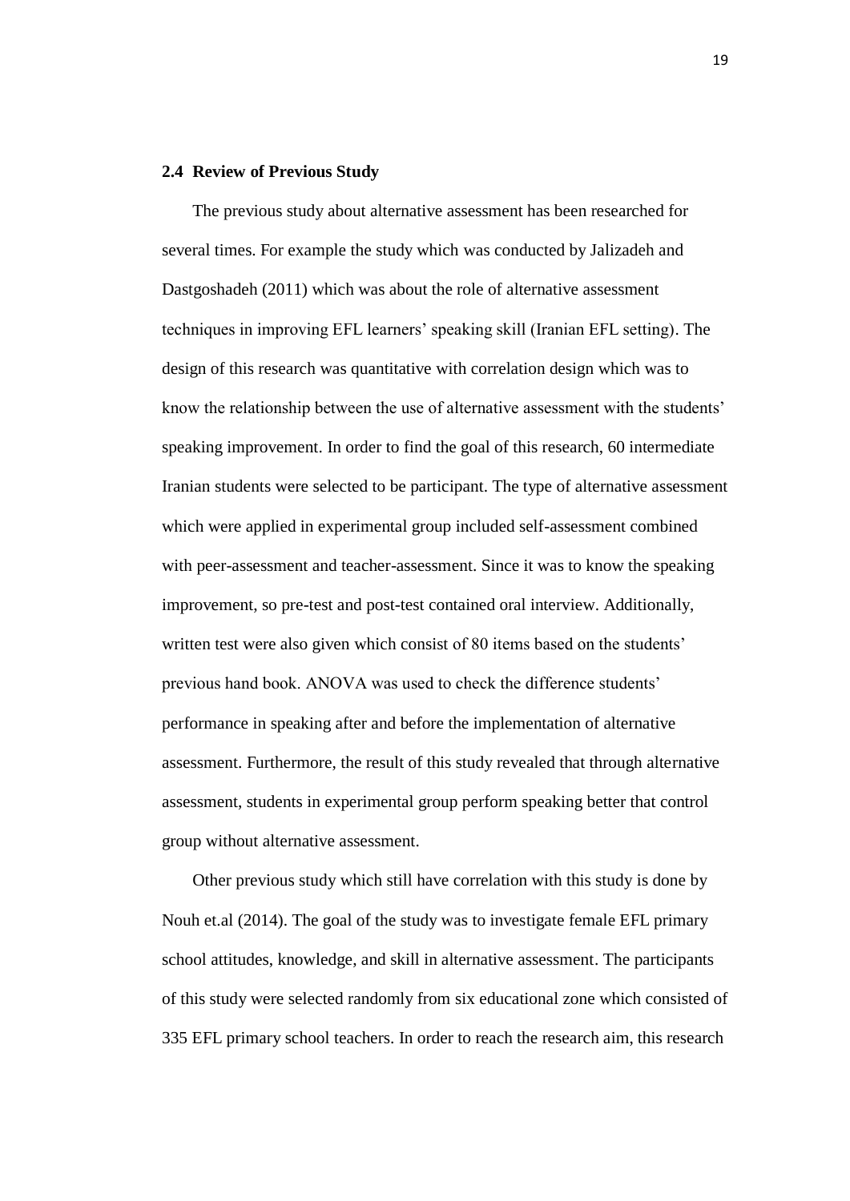### 2.4 Review of Previous Study

The previous study about alternative assessment has been researched for several times. For example the study which was conducted by Jalizadeh and Dastgoshadeh (2011) which was about the role of alternative assessment techniques in improving EFL learners' speaking skill (Iranian EFL setting). The design of this research was quantitative with correlation design which was to know the relationship between the use of alternative assessment with the students' speaking improvement. In order to find the goal of this research, 60 intermediate Iranian students were selected to be participant. The type of alternative assessment which were applied in experimental group included self-assessment combined with peer-assessment and teacher-assessment. Since it was to know the speaking improvement, so pre-test and post-test contained oral interview. Additionally, written test were also given which consist of 80 items based on the students' previous hand book. ANOVA was used to check the difference students' performance in speaking after and before the implementation of alternative assessment. Furthermore, the result of this study revealed that through alternative assessment, students in experimental group perform speaking better that control group without alternative assessment.

Other previous study which still have correlation with this study is done by Nouh et.al (2014). The goal of the study was to investigate female EFL primary school attitudes, knowledge, and skill in alternative assessment. The participants of this study were selected randomly from six educational zone which consisted of 335 EFL primary school teachers. In order to reach the research aim, this research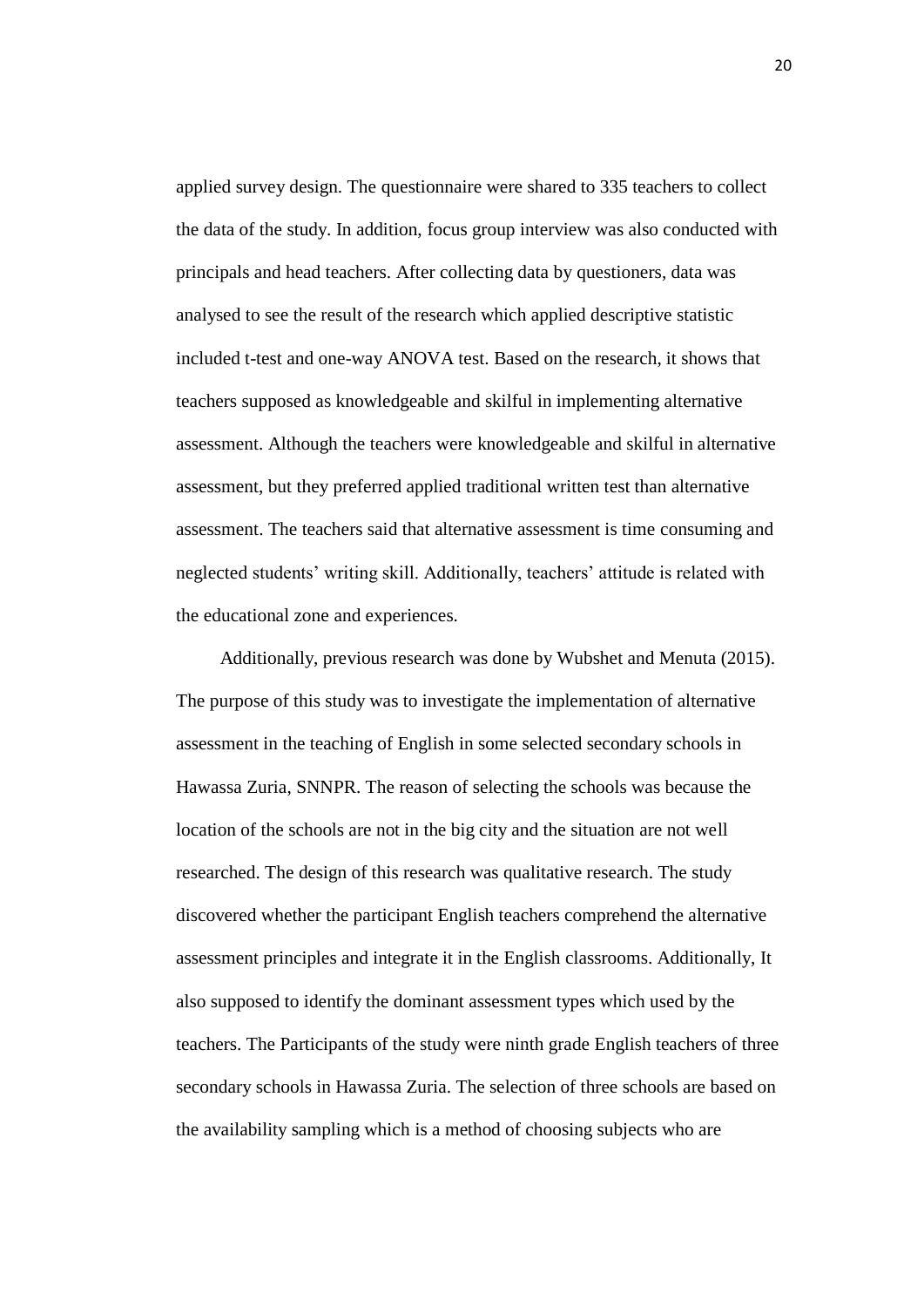applied survey design. The questionnaire were shared to 335 teachers to collect the data of the study. In addition, focus group interview was also conducted with principals and head teachers. After collecting data by questioners, data was analysed to see the result of the research which applied descriptive statistic included t-test and one-way ANOVA test. Based on the research, it shows that teachers supposed as knowledgeable and skilful in implementing alternative assessment. Although the teachers were knowledgeable and skilful in alternative assessment, but they preferred applied traditional written test than alternative assessment. The teachers said that alternative assessment is time consuming and neglected students' writing skill. Additionally, teachers' attitude is related with the educational zone and experiences.

Additionally, previous research was done by Wubshet and Menuta (2015). The purpose of this study was to investigate the implementation of alternative assessment in the teaching of English in some selected secondary schools in Hawassa Zuria, SNNPR. The reason of selecting the schools was because the location of the schools are not in the big city and the situation are not well researched. The design of this research was qualitative research. The study discovered whether the participant English teachers comprehend the alternative assessment principles and integrate it in the English classrooms. Additionally, It also supposed to identify the dominant assessment types which used by the teachers. The Participants of the study were ninth grade English teachers of three secondary schools in Hawassa Zuria. The selection of three schools are based on the availability sampling which is a method of choosing subjects who are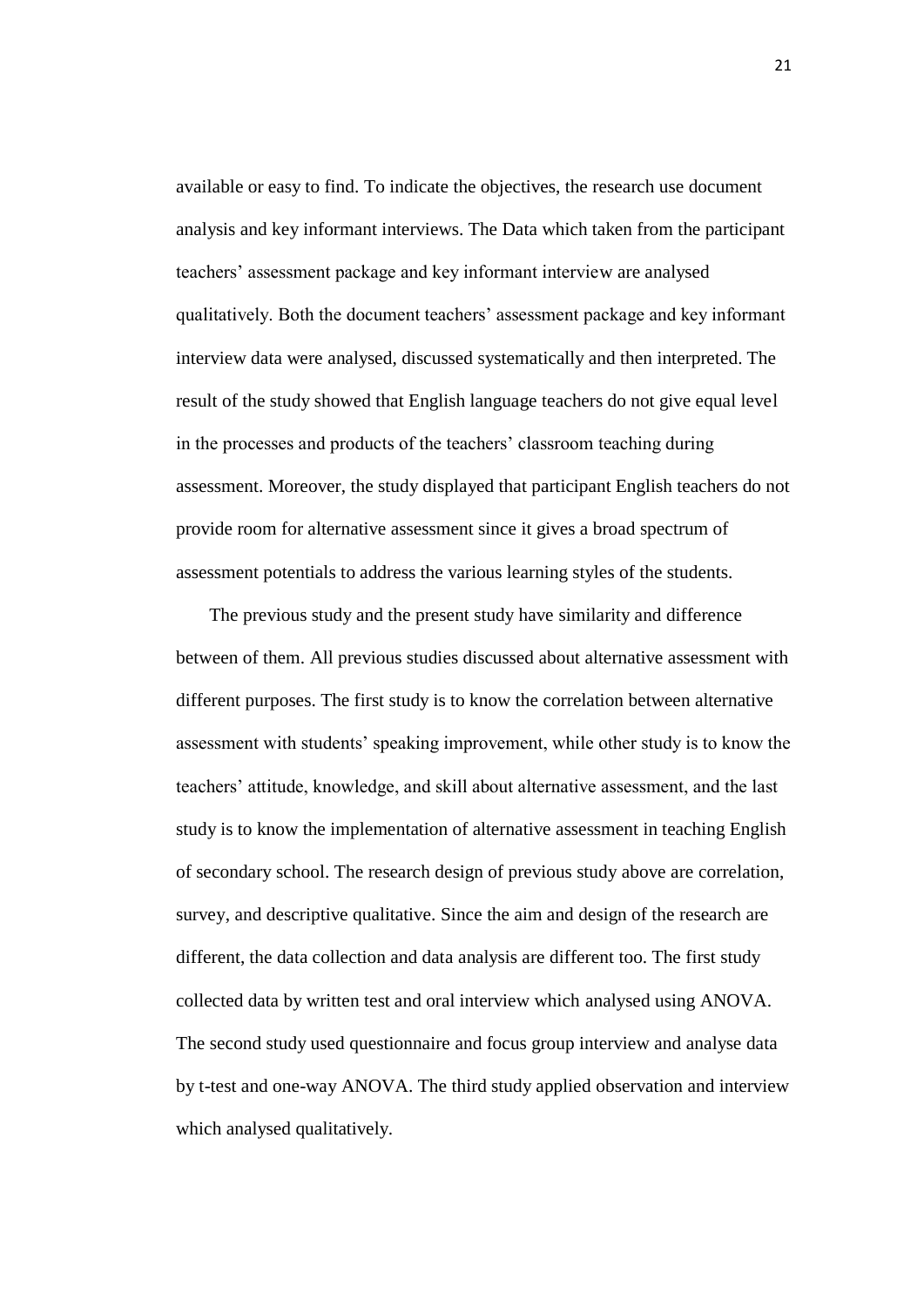available or easy to find. To indicate the objectives, the research use document analysis and key informant interviews. The Data which taken from the participant teachers' assessment package and key informant interview are analysed qualitatively. Both the document teachers' assessment package and key informant interview data were analysed, discussed systematically and then interpreted. The result of the study showed that English language teachers do not give equal level in the processes and products of the teachers' classroom teaching during assessment. Moreover, the study displayed that participant English teachers do not provide room for alternative assessment since it gives a broad spectrum of assessment potentials to address the various learning styles of the students.

The previous study and the present study have similarity and difference between of them. All previous studies discussed about alternative assessment with different purposes. The first study is to know the correlation between alternative assessment with students' speaking improvement, while other study is to know the teachers' attitude, knowledge, and skill about alternative assessment, and the last study is to know the implementation of alternative assessment in teaching English of secondary school. The research design of previous study above are correlation, survey, and descriptive qualitative. Since the aim and design of the research are different, the data collection and data analysis are different too. The first study collected data by written test and oral interview which analysed using ANOVA. The second study used questionnaire and focus group interview and analyse data by t-test and one-way ANOVA. The third study applied observation and interview which analysed qualitatively.